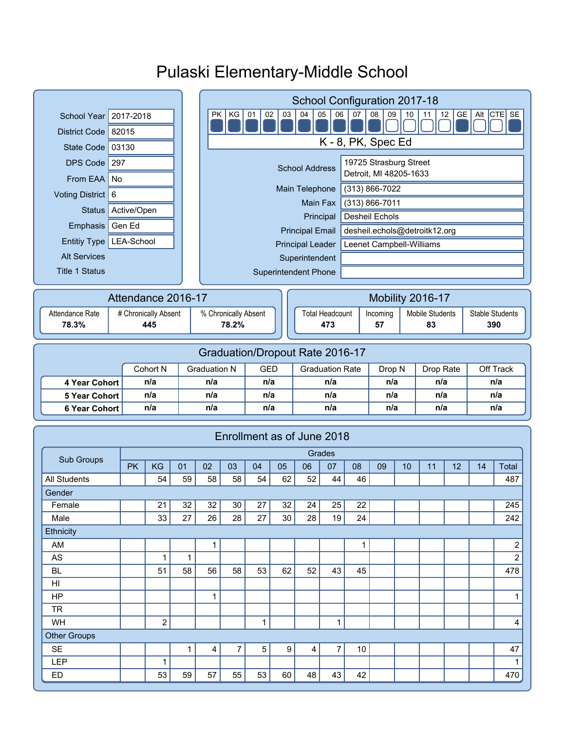# Pulaski Elementary-Middle School

| | |
|---|---|
| School Year | 2017-2018 |
| District Code | 82015 |
| State Code | 03130 |
| DPS Code | 297 |
| From EAA | No |
| Voting District | 6 |
| Status | Active/Open |
| Emphasis | Gen Ed |
| Entitiy Type | LEA-School |
| Alt Services | |
| Title 1 Status | |

## School Configuration 2017-18

| PK | KG | 01 | 02 | 03 | 04 | 05 | 06 | 07 | 08 | 09 | 10 | 11 | 12 | GE | Alt | CTE | SE |
|---|---|---|---|---|---|---|---|---|---|---|---|---|---|---|---|---|---|
| ■ | ■ | ■ | ■ | ■ | ■ | ■ | ■ | ■ | ■ | □ | □ | □ | □ | ■ | □ | □ | ■ |

K - 8, PK, Spec Ed

| | |
|---|---|
| School Address | 19725 Strasburg Street<br>Detroit, MI 48205-1633 |
| Main Telephone | (313) 866-7022 |
| Main Fax | (313) 866-7011 |
| Principal | Desheil Echols |
| Principal Email | desheil.echols@detroitk12.org |
| Principal Leader | Leenet Campbell-Williams |
| Superintendent | |
| Superintendent Phone | |

## Attendance 2016-17

| Attendance Rate | # Chronically Absent | % Chronically Absent |
|---|---|---|
| 78.3% | 445 | 78.2% |

## Mobility 2016-17

| Total Headcount | Incoming | Mobile Students | Stable Students |
|---|---|---|---|
| 473 | 57 | 83 | 390 |

## Graduation/Dropout Rate 2016-17

| | Cohort N | Graduation N | GED | Graduation Rate | Drop N | Drop Rate | Off Track |
|---|---|---|---|---|---|---|---|
| 4 Year Cohort | n/a | n/a | n/a | n/a | n/a | n/a | n/a |
| 5 Year Cohort | n/a | n/a | n/a | n/a | n/a | n/a | n/a |
| 6 Year Cohort | n/a | n/a | n/a | n/a | n/a | n/a | n/a |

## Enrollment as of June 2018

| Sub Groups | Grades | | | | | | | | | | | | | | | |
|---|---|---|---|---|---|---|---|---|---|---|---|---|---|---|---|---|
| | PK | KG | 01 | 02 | 03 | 04 | 05 | 06 | 07 | 08 | 09 | 10 | 11 | 12 | 14 | Total |
| All Students | | 54 | 59 | 58 | 58 | 54 | 62 | 52 | 44 | 46 | | | | | | 487 |
| Gender | | | | | | | | | | | | | | | | |
| Female | | 21 | 32 | 32 | 30 | 27 | 32 | 24 | 25 | 22 | | | | | | 245 |
| Male | | 33 | 27 | 26 | 28 | 27 | 30 | 28 | 19 | 24 | | | | | | 242 |
| Ethnicity | | | | | | | | | | | | | | | | |
| AM | | | | 1 | | | | | | 1 | | | | | | 2 |
| AS | | 1 | 1 | | | | | | | | | | | | | 2 |
| BL | | 51 | 58 | 56 | 58 | 53 | 62 | 52 | 43 | 45 | | | | | | 478 |
| HI | | | | | | | | | | | | | | | | |
| HP | | | | 1 | | | | | | | | | | | | 1 |
| TR | | | | | | | | | | | | | | | | |
| WH | | 2 | | | | 1 | | | 1 | | | | | | | 4 |
| Other Groups | | | | | | | | | | | | | | | | |
| SE | | | 1 | 4 | 7 | 5 | 9 | 4 | 7 | 10 | | | | | | 47 |
| LEP | | 1 | | | | | | | | | | | | | | 1 |
| ED | | 53 | 59 | 57 | 55 | 53 | 60 | 48 | 43 | 42 | | | | | | 470 |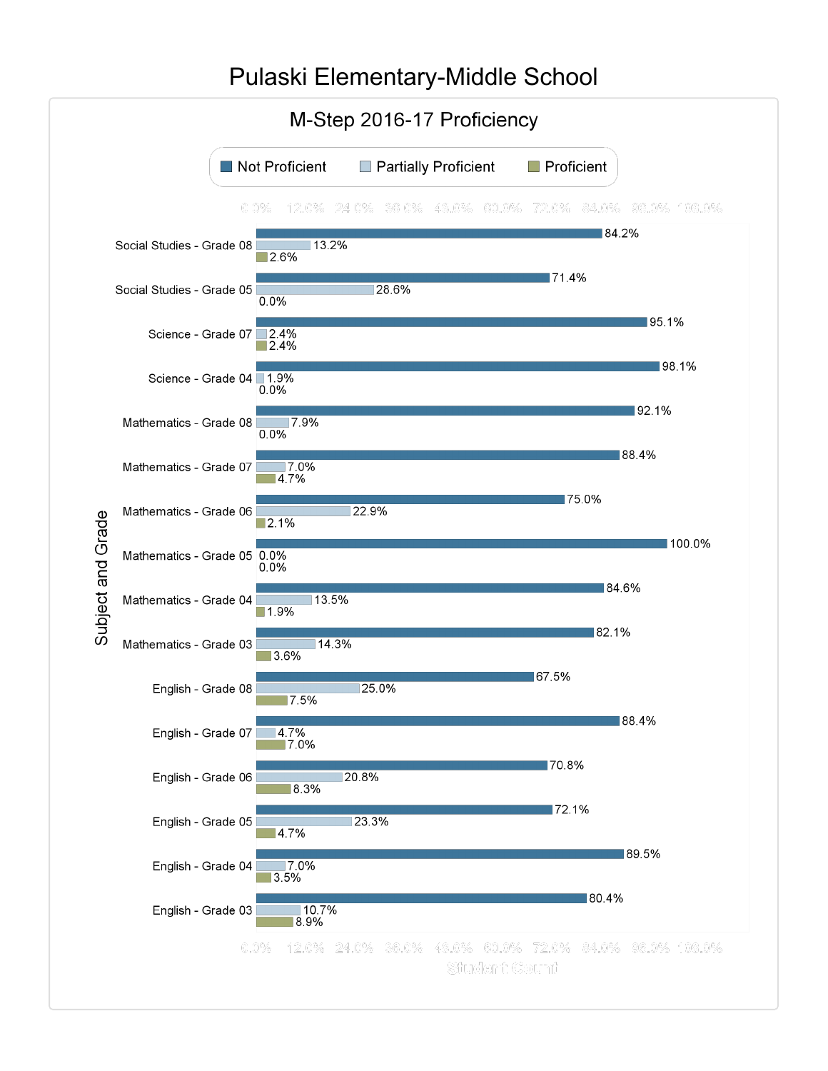# Pulaski Elementary-Middle School

## M-Step 2016-17 Proficiency

| Subject and Grade | Not Proficient | Partially Proficient | Proficient |
|---|---|---|---|
| Social Studies - Grade 08 | 84.2% | 13.2% | 2.6% |
| Social Studies - Grade 05 | 71.4% | 28.6% | 0.0% |
| Science - Grade 07 | 95.1% | 2.4% | 2.4% |
| Science - Grade 04 | 98.1% | 1.9% | 0.0% |
| Mathematics - Grade 08 | 92.1% | 7.9% | 0.0% |
| Mathematics - Grade 07 | 88.4% | 7.0% | 4.7% |
| Mathematics - Grade 06 | 75.0% | 22.9% | 2.1% |
| Mathematics - Grade 05 | 100.0% | 0.0% | 0.0% |
| Mathematics - Grade 04 | 84.6% | 13.5% | 1.9% |
| Mathematics - Grade 03 | 82.1% | 14.3% | 3.6% |
| English - Grade 08 | 67.5% | 25.0% | 7.5% |
| English - Grade 07 | 88.4% | 4.7% | 7.0% |
| English - Grade 06 | 70.8% | 20.8% | 8.3% |
| English - Grade 05 | 72.1% | 23.3% | 4.7% |
| English - Grade 04 | 89.5% | 7.0% | 3.5% |
| English - Grade 03 | 80.4% | 10.7% | 8.9% |

Student Count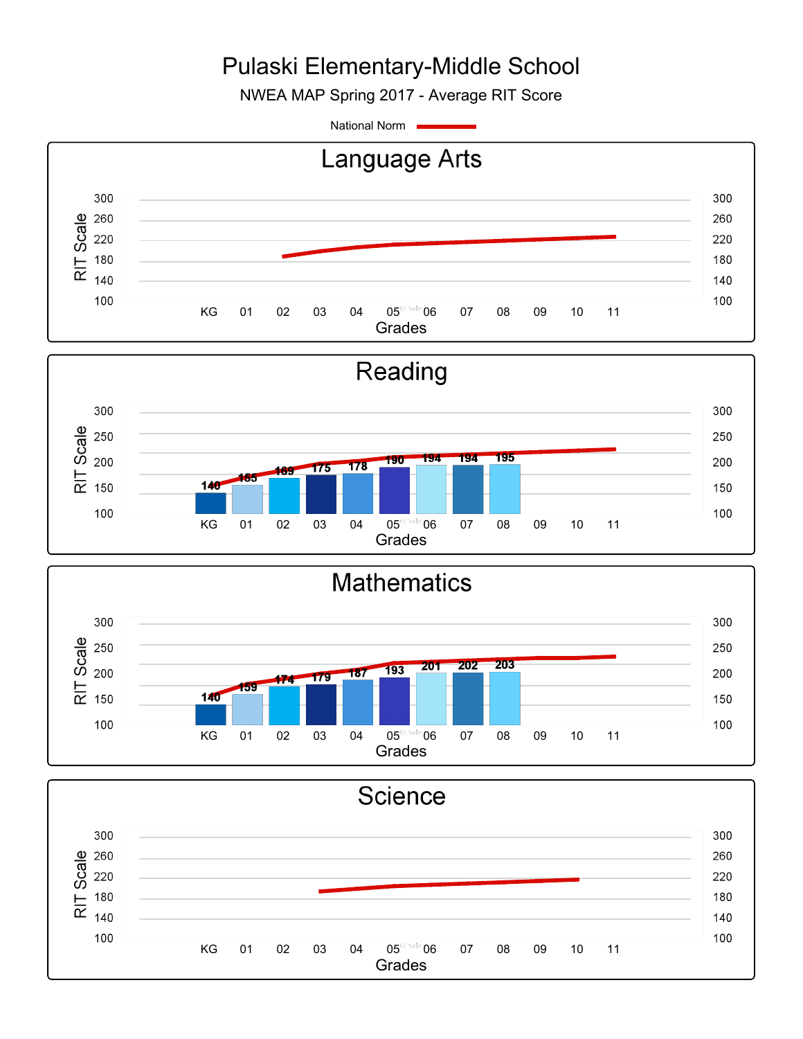# Pulaski Elementary-Middle School

NWEA MAP Spring 2017 - Average RIT Score

National Norm

## Language Arts

## Reading

| Grade | KG | 01 | 02 | 03 | 04 | 05 | 06 | 07 | 08 |
|---|---|---|---|---|---|---|---|---|---|
| Average RIT Score | 140 | 155 | 169 | 175 | 178 | 190 | 194 | 194 | 195 |

## Mathematics

| Grade | KG | 01 | 02 | 03 | 04 | 05 | 06 | 07 | 08 |
|---|---|---|---|---|---|---|---|---|---|
| Average RIT Score | 140 | 159 | 174 | 179 | 187 | 193 | 201 | 202 | 203 |

## Science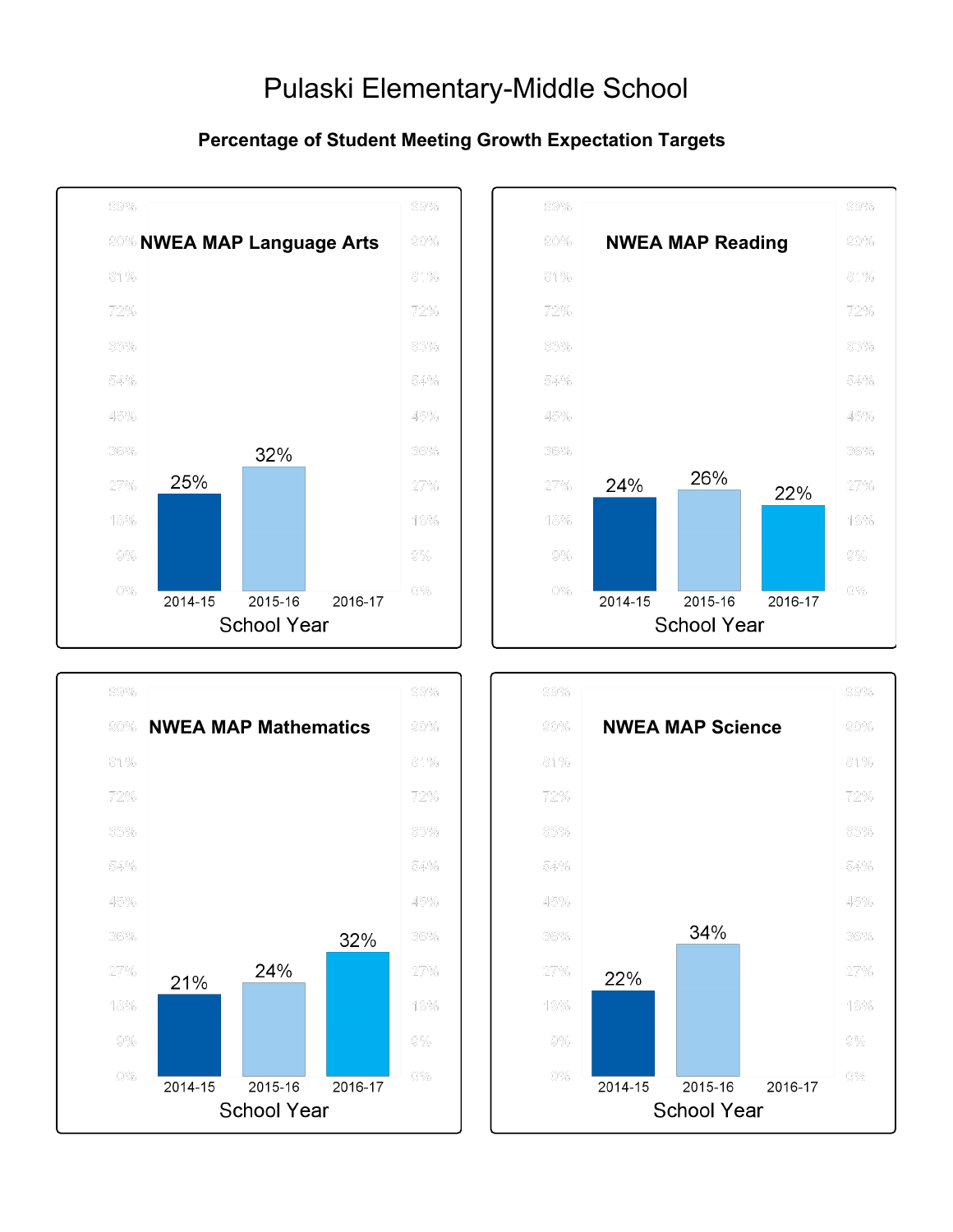# Pulaski Elementary-Middle School

**Percentage of Student Meeting Growth Expectation Targets**

**NWEA MAP Language Arts**

25%
32%

2014-15
2015-16
2016-17

School Year

**NWEA MAP Reading**

24%
26%
22%

2014-15
2015-16
2016-17

School Year

**NWEA MAP Mathematics**

21%
24%
32%

2014-15
2015-16
2016-17

School Year

**NWEA MAP Science**

22%
34%

2014-15
2015-16
2016-17

School Year